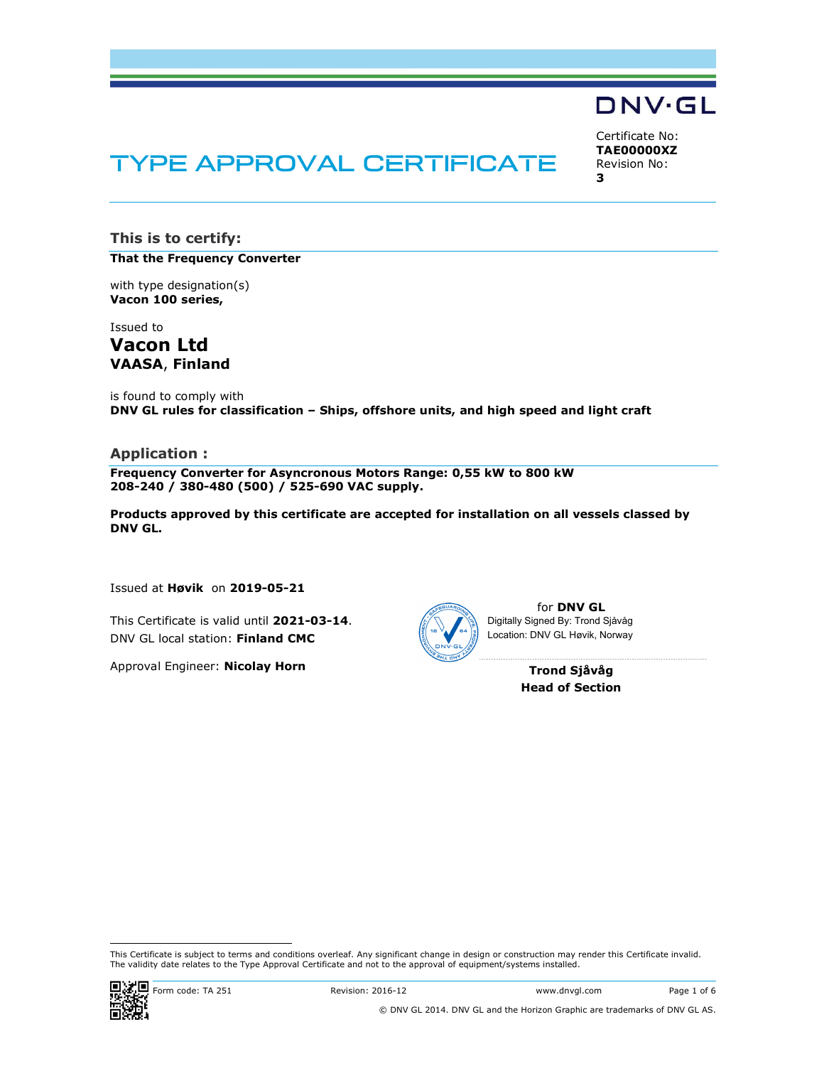DNV·GL

# TYPE APPROVAL CERTIFICATE

Certificate No:
**TAE00000XZ**
Revision No:
**3**

## This is to certify:

**That the Frequency Converter**

with type designation(s)
**Vacon 100 series,**

Issued to
## Vacon Ltd
**VAASA**, **Finland**

is found to comply with
**DNV GL rules for classification – Ships, offshore units, and high speed and light craft**

## Application :

**Frequency Converter for Asyncronous Motors Range: 0,55 kW to 800 kW**
**208-240 / 380-480 (500) / 525-690 VAC supply.**

**Products approved by this certificate are accepted for installation on all vessels classed by DNV GL.**

Issued at **Høvik** on **2019-05-21**

This Certificate is valid until **2021-03-14**.
DNV GL local station: **Finland CMC**

Approval Engineer: **Nicolay Horn**

for **DNV GL**
Digitally Signed By: Trond Sjåvåg
Location: DNV GL Høvik, Norway

**Trond Sjåvåg**
**Head of Section**

This Certificate is subject to terms and conditions overleaf. Any significant change in design or construction may render this Certificate invalid. The validity date relates to the Type Approval Certificate and not to the approval of equipment/systems installed.

Form code: TA 251 Revision: 2016-12 www.dnvgl.com

© DNV GL 2014. DNV GL and the Horizon Graphic are trademarks of DNV GL AS.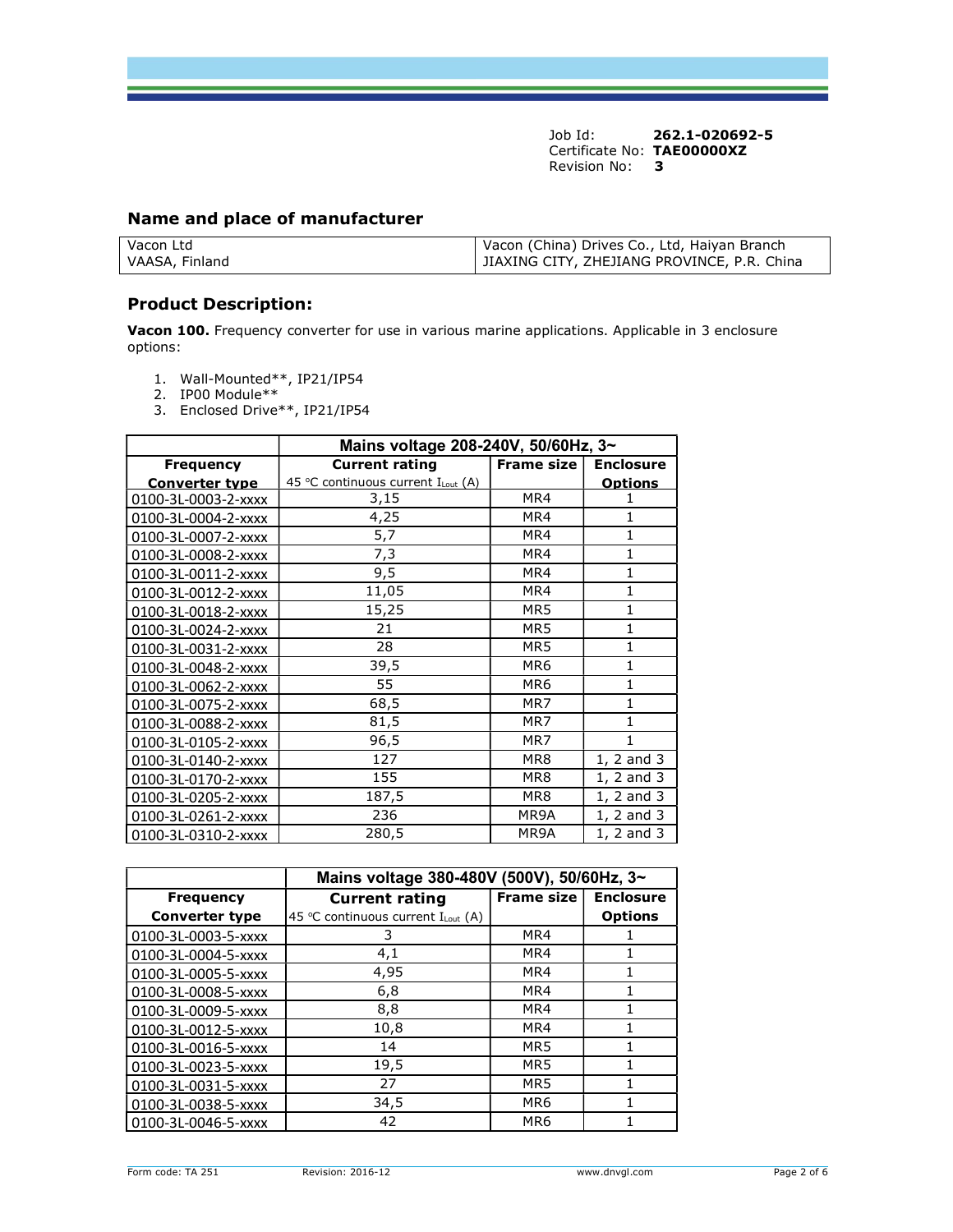Job Id: **262.1-020692-5**
Certificate No: **TAE00000XZ**
Revision No: **3**

## Name and place of manufacturer

| Vacon Ltd<br>VAASA, Finland | Vacon (China) Drives Co., Ltd, Haiyan Branch<br>JIAXING CITY, ZHEJIANG PROVINCE, P.R. China |
|---|---|

## Product Description:

**Vacon 100.** Frequency converter for use in various marine applications. Applicable in 3 enclosure options:

1. Wall-Mounted**, IP21/IP54
2. IP00 Module**
3. Enclosed Drive**, IP21/IP54

| | Mains voltage 208-240V, 50/60Hz, 3~ | | |
|---|---|---|---|
| **Frequency Converter type** | **Current rating**<br>45 °C continuous current $I_{Lout}$ (A) | **Frame size** | **Enclosure Options** |
| 0100-3L-0003-2-xxxx | 3,15 | MR4 | 1 |
| 0100-3L-0004-2-xxxx | 4,25 | MR4 | 1 |
| 0100-3L-0007-2-xxxx | 5,7 | MR4 | 1 |
| 0100-3L-0008-2-xxxx | 7,3 | MR4 | 1 |
| 0100-3L-0011-2-xxxx | 9,5 | MR4 | 1 |
| 0100-3L-0012-2-xxxx | 11,05 | MR4 | 1 |
| 0100-3L-0018-2-xxxx | 15,25 | MR5 | 1 |
| 0100-3L-0024-2-xxxx | 21 | MR5 | 1 |
| 0100-3L-0031-2-xxxx | 28 | MR5 | 1 |
| 0100-3L-0048-2-xxxx | 39,5 | MR6 | 1 |
| 0100-3L-0062-2-xxxx | 55 | MR6 | 1 |
| 0100-3L-0075-2-xxxx | 68,5 | MR7 | 1 |
| 0100-3L-0088-2-xxxx | 81,5 | MR7 | 1 |
| 0100-3L-0105-2-xxxx | 96,5 | MR7 | 1 |
| 0100-3L-0140-2-xxxx | 127 | MR8 | 1, 2 and 3 |
| 0100-3L-0170-2-xxxx | 155 | MR8 | 1, 2 and 3 |
| 0100-3L-0205-2-xxxx | 187,5 | MR8 | 1, 2 and 3 |
| 0100-3L-0261-2-xxxx | 236 | MR9A | 1, 2 and 3 |
| 0100-3L-0310-2-xxxx | 280,5 | MR9A | 1, 2 and 3 |

| | Mains voltage 380-480V (500V), 50/60Hz, 3~ | | |
|---|---|---|---|
| **Frequency Converter type** | **Current rating**<br>45 °C continuous current $I_{Lout}$ (A) | **Frame size** | **Enclosure Options** |
| 0100-3L-0003-5-xxxx | 3 | MR4 | 1 |
| 0100-3L-0004-5-xxxx | 4,1 | MR4 | 1 |
| 0100-3L-0005-5-xxxx | 4,95 | MR4 | 1 |
| 0100-3L-0008-5-xxxx | 6,8 | MR4 | 1 |
| 0100-3L-0009-5-xxxx | 8,8 | MR4 | 1 |
| 0100-3L-0012-5-xxxx | 10,8 | MR4 | 1 |
| 0100-3L-0016-5-xxxx | 14 | MR5 | 1 |
| 0100-3L-0023-5-xxxx | 19,5 | MR5 | 1 |
| 0100-3L-0031-5-xxxx | 27 | MR5 | 1 |
| 0100-3L-0038-5-xxxx | 34,5 | MR6 | 1 |
| 0100-3L-0046-5-xxxx | 42 | MR6 | 1 |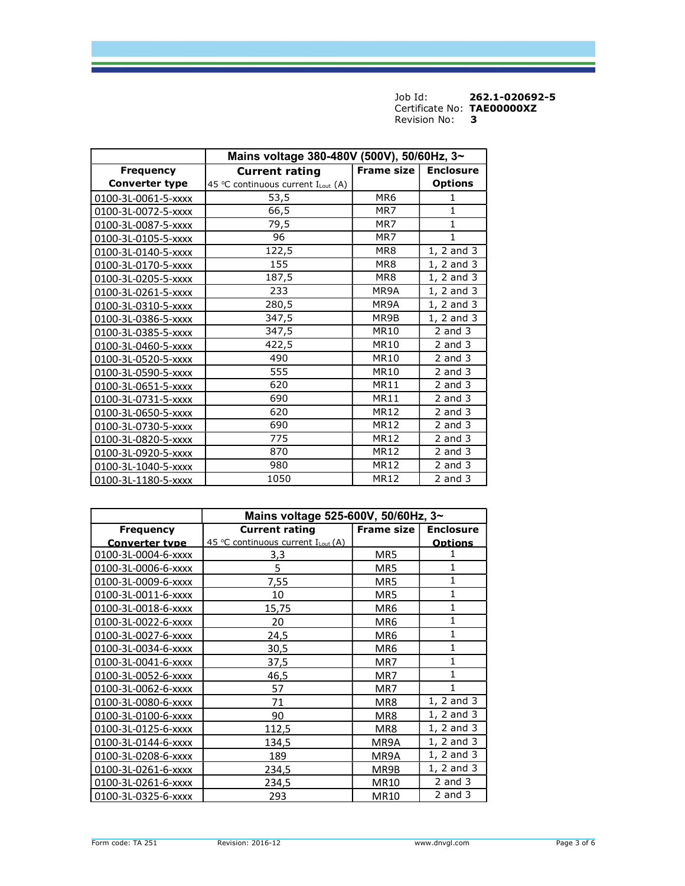Job Id: **262.1-020692-5**
Certificate No: **TAE00000XZ**
Revision No: **3**

| | Mains voltage 380-480V (500V), 50/60Hz, 3~ | | |
|---|---|---|---|
| **Frequency Converter type** | **Current rating** 45 °C continuous current $I_{Lout}$ (A) | **Frame size** | **Enclosure Options** |
| 0100-3L-0061-5-xxxx | 53,5 | MR6 | 1 |
| 0100-3L-0072-5-xxxx | 66,5 | MR7 | 1 |
| 0100-3L-0087-5-xxxx | 79,5 | MR7 | 1 |
| 0100-3L-0105-5-xxxx | 96 | MR7 | 1 |
| 0100-3L-0140-5-xxxx | 122,5 | MR8 | 1, 2 and 3 |
| 0100-3L-0170-5-xxxx | 155 | MR8 | 1, 2 and 3 |
| 0100-3L-0205-5-xxxx | 187,5 | MR8 | 1, 2 and 3 |
| 0100-3L-0261-5-xxxx | 233 | MR9A | 1, 2 and 3 |
| 0100-3L-0310-5-xxxx | 280,5 | MR9A | 1, 2 and 3 |
| 0100-3L-0386-5-xxxx | 347,5 | MR9B | 1, 2 and 3 |
| 0100-3L-0385-5-xxxx | 347,5 | MR10 | 2 and 3 |
| 0100-3L-0460-5-xxxx | 422,5 | MR10 | 2 and 3 |
| 0100-3L-0520-5-xxxx | 490 | MR10 | 2 and 3 |
| 0100-3L-0590-5-xxxx | 555 | MR10 | 2 and 3 |
| 0100-3L-0651-5-xxxx | 620 | MR11 | 2 and 3 |
| 0100-3L-0731-5-xxxx | 690 | MR11 | 2 and 3 |
| 0100-3L-0650-5-xxxx | 620 | MR12 | 2 and 3 |
| 0100-3L-0730-5-xxxx | 690 | MR12 | 2 and 3 |
| 0100-3L-0820-5-xxxx | 775 | MR12 | 2 and 3 |
| 0100-3L-0920-5-xxxx | 870 | MR12 | 2 and 3 |
| 0100-3L-1040-5-xxxx | 980 | MR12 | 2 and 3 |
| 0100-3L-1180-5-xxxx | 1050 | MR12 | 2 and 3 |

| | Mains voltage 525-600V, 50/60Hz, 3~ | | |
|---|---|---|---|
| **Frequency Converter type** | **Current rating** 45 °C continuous current $I_{Lout}$ (A) | **Frame size** | **Enclosure Options** |
| 0100-3L-0004-6-xxxx | 3,3 | MR5 | 1 |
| 0100-3L-0006-6-xxxx | 5 | MR5 | 1 |
| 0100-3L-0009-6-xxxx | 7,55 | MR5 | 1 |
| 0100-3L-0011-6-xxxx | 10 | MR5 | 1 |
| 0100-3L-0018-6-xxxx | 15,75 | MR6 | 1 |
| 0100-3L-0022-6-xxxx | 20 | MR6 | 1 |
| 0100-3L-0027-6-xxxx | 24,5 | MR6 | 1 |
| 0100-3L-0034-6-xxxx | 30,5 | MR6 | 1 |
| 0100-3L-0041-6-xxxx | 37,5 | MR7 | 1 |
| 0100-3L-0052-6-xxxx | 46,5 | MR7 | 1 |
| 0100-3L-0062-6-xxxx | 57 | MR7 | 1 |
| 0100-3L-0080-6-xxxx | 71 | MR8 | 1, 2 and 3 |
| 0100-3L-0100-6-xxxx | 90 | MR8 | 1, 2 and 3 |
| 0100-3L-0125-6-xxxx | 112,5 | MR8 | 1, 2 and 3 |
| 0100-3L-0144-6-xxxx | 134,5 | MR9A | 1, 2 and 3 |
| 0100-3L-0208-6-xxxx | 189 | MR9A | 1, 2 and 3 |
| 0100-3L-0261-6-xxxx | 234,5 | MR9B | 1, 2 and 3 |
| 0100-3L-0261-6-xxxx | 234,5 | MR10 | 2 and 3 |
| 0100-3L-0325-6-xxxx | 293 | MR10 | 2 and 3 |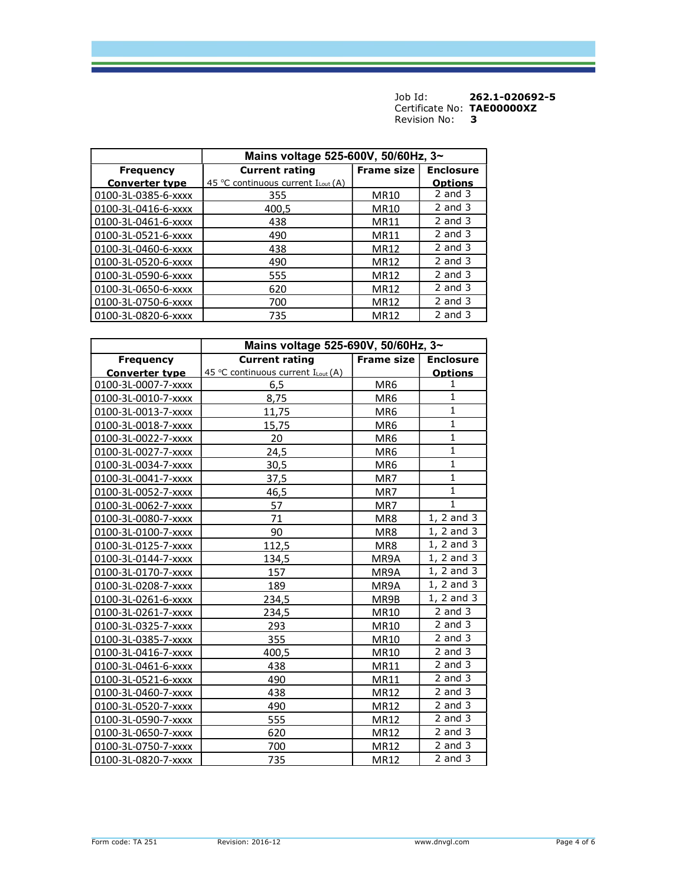Job Id: **262.1-020692-5**
Certificate No: **TAE00000XZ**
Revision No: **3**

| | Mains voltage 525-600V, 50/60Hz, 3~ | | |
|---|---|---|---|
| **Frequency Converter type** | **Current rating** 45 °C continuous current $I_{Lout}$ (A) | **Frame size** | **Enclosure Options** |
| 0100-3L-0385-6-xxxx | 355 | MR10 | 2 and 3 |
| 0100-3L-0416-6-xxxx | 400,5 | MR10 | 2 and 3 |
| 0100-3L-0461-6-xxxx | 438 | MR11 | 2 and 3 |
| 0100-3L-0521-6-xxxx | 490 | MR11 | 2 and 3 |
| 0100-3L-0460-6-xxxx | 438 | MR12 | 2 and 3 |
| 0100-3L-0520-6-xxxx | 490 | MR12 | 2 and 3 |
| 0100-3L-0590-6-xxxx | 555 | MR12 | 2 and 3 |
| 0100-3L-0650-6-xxxx | 620 | MR12 | 2 and 3 |
| 0100-3L-0750-6-xxxx | 700 | MR12 | 2 and 3 |
| 0100-3L-0820-6-xxxx | 735 | MR12 | 2 and 3 |

| | Mains voltage 525-690V, 50/60Hz, 3~ | | |
|---|---|---|---|
| **Frequency Converter type** | **Current rating** 45 °C continuous current $I_{Lout}$ (A) | **Frame size** | **Enclosure Options** |
| 0100-3L-0007-7-xxxx | 6,5 | MR6 | 1 |
| 0100-3L-0010-7-xxxx | 8,75 | MR6 | 1 |
| 0100-3L-0013-7-xxxx | 11,75 | MR6 | 1 |
| 0100-3L-0018-7-xxxx | 15,75 | MR6 | 1 |
| 0100-3L-0022-7-xxxx | 20 | MR6 | 1 |
| 0100-3L-0027-7-xxxx | 24,5 | MR6 | 1 |
| 0100-3L-0034-7-xxxx | 30,5 | MR6 | 1 |
| 0100-3L-0041-7-xxxx | 37,5 | MR7 | 1 |
| 0100-3L-0052-7-xxxx | 46,5 | MR7 | 1 |
| 0100-3L-0062-7-xxxx | 57 | MR7 | 1 |
| 0100-3L-0080-7-xxxx | 71 | MR8 | 1, 2 and 3 |
| 0100-3L-0100-7-xxxx | 90 | MR8 | 1, 2 and 3 |
| 0100-3L-0125-7-xxxx | 112,5 | MR8 | 1, 2 and 3 |
| 0100-3L-0144-7-xxxx | 134,5 | MR9A | 1, 2 and 3 |
| 0100-3L-0170-7-xxxx | 157 | MR9A | 1, 2 and 3 |
| 0100-3L-0208-7-xxxx | 189 | MR9A | 1, 2 and 3 |
| 0100-3L-0261-6-xxxx | 234,5 | MR9B | 1, 2 and 3 |
| 0100-3L-0261-7-xxxx | 234,5 | MR10 | 2 and 3 |
| 0100-3L-0325-7-xxxx | 293 | MR10 | 2 and 3 |
| 0100-3L-0385-7-xxxx | 355 | MR10 | 2 and 3 |
| 0100-3L-0416-7-xxxx | 400,5 | MR10 | 2 and 3 |
| 0100-3L-0461-6-xxxx | 438 | MR11 | 2 and 3 |
| 0100-3L-0521-6-xxxx | 490 | MR11 | 2 and 3 |
| 0100-3L-0460-7-xxxx | 438 | MR12 | 2 and 3 |
| 0100-3L-0520-7-xxxx | 490 | MR12 | 2 and 3 |
| 0100-3L-0590-7-xxxx | 555 | MR12 | 2 and 3 |
| 0100-3L-0650-7-xxxx | 620 | MR12 | 2 and 3 |
| 0100-3L-0750-7-xxxx | 700 | MR12 | 2 and 3 |
| 0100-3L-0820-7-xxxx | 735 | MR12 | 2 and 3 |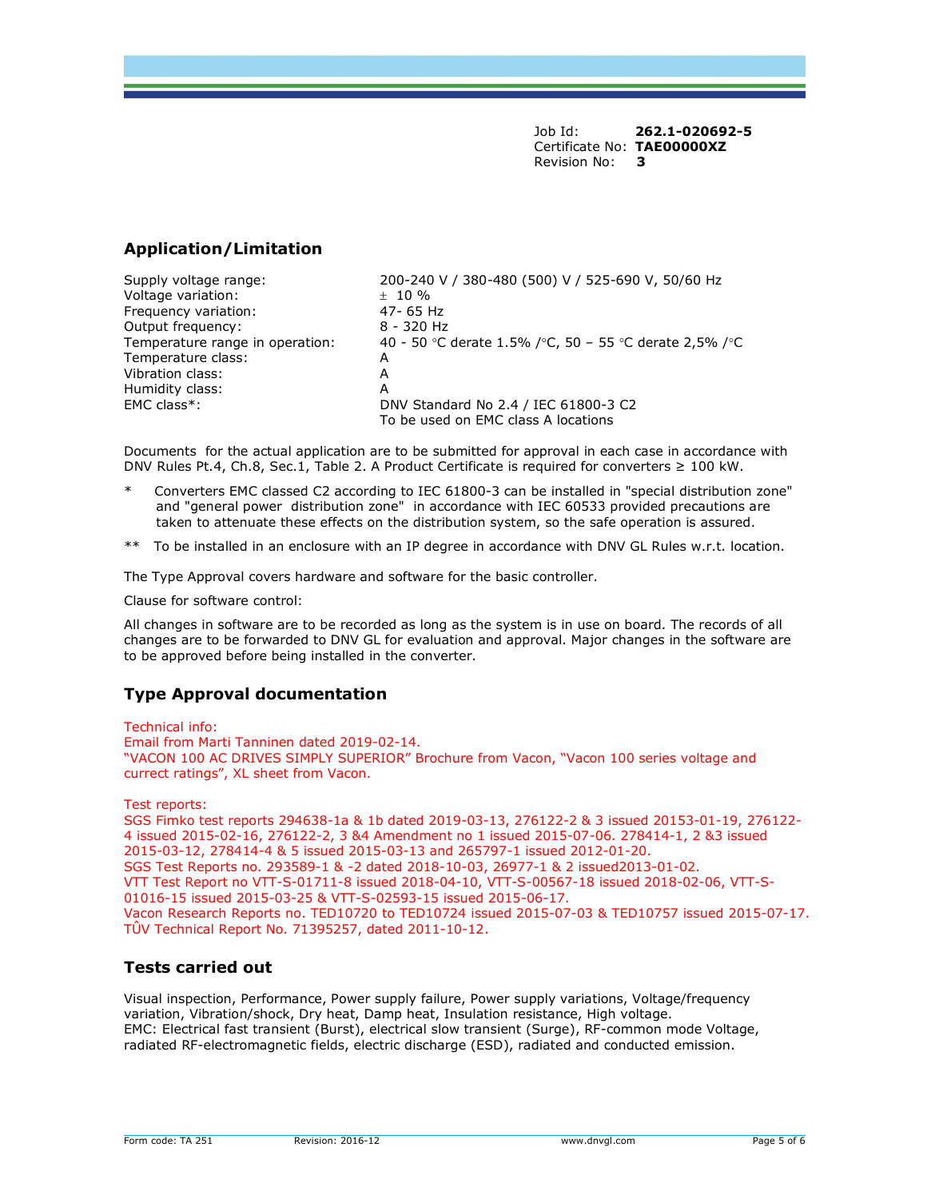Job Id: **262.1-020692-5**
Certificate No: **TAE00000XZ**
Revision No: **3**

## Application/Limitation

| | |
|---|---|
| Supply voltage range: | 200-240 V / 380-480 (500) V / 525-690 V, 50/60 Hz |
| Voltage variation: | ± 10 % |
| Frequency variation: | 47- 65 Hz |
| Output frequency: | 8 - 320 Hz |
| Temperature range in operation: | 40 - 50 °C derate 1.5% /°C, 50 – 55 °C derate 2,5% /°C |
| Temperature class: | A |
| Vibration class: | A |
| Humidity class: | A |
| EMC class*: | DNV Standard No 2.4 / IEC 61800-3 C2<br>To be used on EMC class A locations |

Documents for the actual application are to be submitted for approval in each case in accordance with DNV Rules Pt.4, Ch.8, Sec.1, Table 2. A Product Certificate is required for converters ≥ 100 kW.

\* Converters EMC classed C2 according to IEC 61800-3 can be installed in "special distribution zone" and "general power distribution zone" in accordance with IEC 60533 provided precautions are taken to attenuate these effects on the distribution system, so the safe operation is assured.

\** To be installed in an enclosure with an IP degree in accordance with DNV GL Rules w.r.t. location.

The Type Approval covers hardware and software for the basic controller.

Clause for software control:

All changes in software are to be recorded as long as the system is in use on board. The records of all changes are to be forwarded to DNV GL for evaluation and approval. Major changes in the software are to be approved before being installed in the converter.

## Type Approval documentation

Technical info:
Email from Marti Tanninen dated 2019-02-14.
"VACON 100 AC DRIVES SIMPLY SUPERIOR" Brochure from Vacon, "Vacon 100 series voltage and currect ratings", XL sheet from Vacon.

Test reports:
SGS Fimko test reports 294638-1a & 1b dated 2019-03-13, 276122-2 & 3 issued 20153-01-19, 276122-4 issued 2015-02-16, 276122-2, 3 &4 Amendment no 1 issued 2015-07-06. 278414-1, 2 &3 issued 2015-03-12, 278414-4 & 5 issued 2015-03-13 and 265797-1 issued 2012-01-20.
SGS Test Reports no. 293589-1 & -2 dated 2018-10-03, 26977-1 & 2 issued2013-01-02.
VTT Test Report no VTT-S-01711-8 issued 2018-04-10, VTT-S-00567-18 issued 2018-02-06, VTT-S-01016-15 issued 2015-03-25 & VTT-S-02593-15 issued 2015-06-17.
Vacon Research Reports no. TED10720 to TED10724 issued 2015-07-03 & TED10757 issued 2015-07-17.
TÛV Technical Report No. 71395257, dated 2011-10-12.

## Tests carried out

Visual inspection, Performance, Power supply failure, Power supply variations, Voltage/frequency variation, Vibration/shock, Dry heat, Damp heat, Insulation resistance, High voltage.
EMC: Electrical fast transient (Burst), electrical slow transient (Surge), RF-common mode Voltage, radiated RF-electromagnetic fields, electric discharge (ESD), radiated and conducted emission.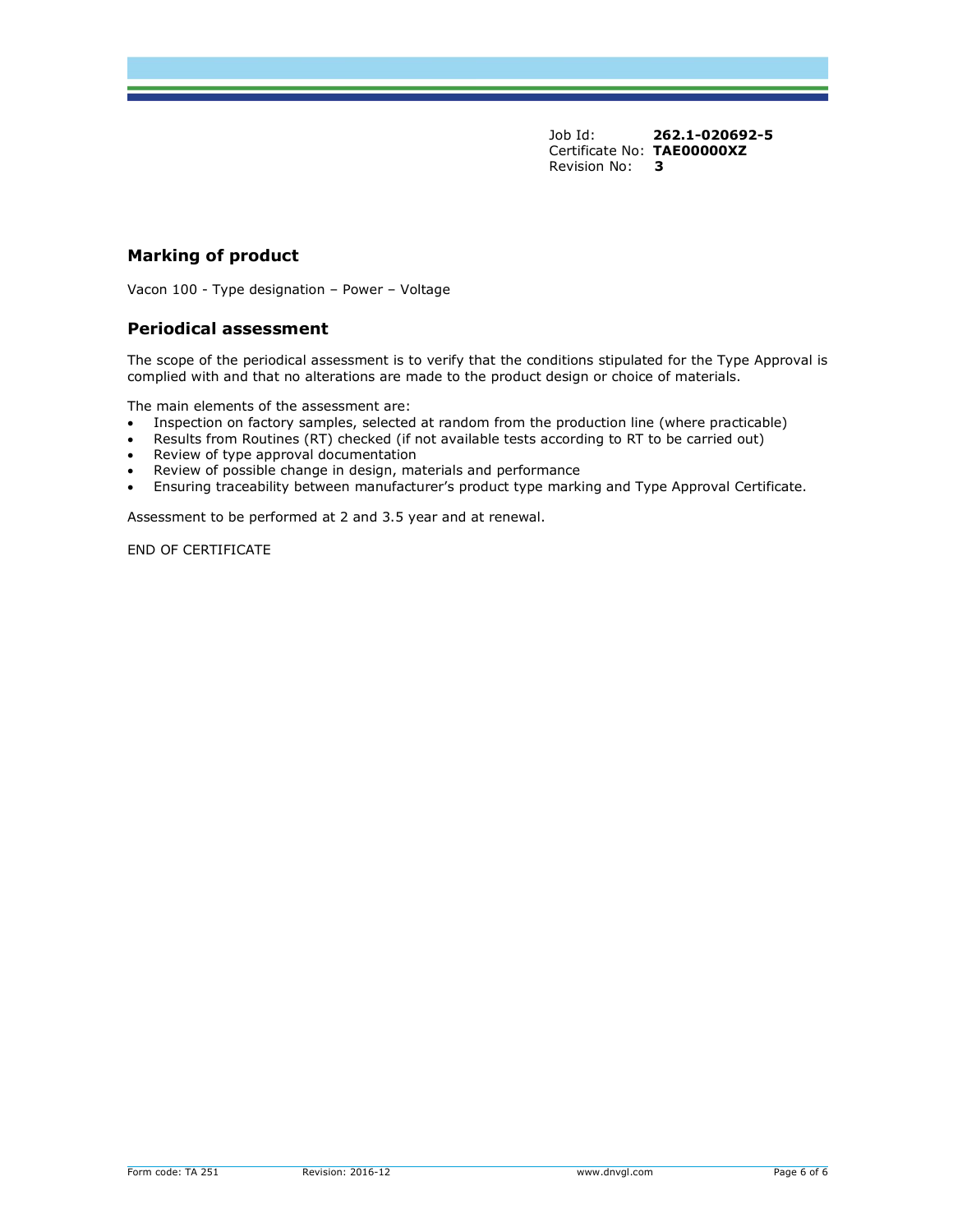Job Id: **262.1-020692-5**
Certificate No: **TAE00000XZ**
Revision No: **3**

## Marking of product

Vacon 100 - Type designation – Power – Voltage

## Periodical assessment

The scope of the periodical assessment is to verify that the conditions stipulated for the Type Approval is complied with and that no alterations are made to the product design or choice of materials.

The main elements of the assessment are:

- Inspection on factory samples, selected at random from the production line (where practicable)
- Results from Routines (RT) checked (if not available tests according to RT to be carried out)
- Review of type approval documentation
- Review of possible change in design, materials and performance
- Ensuring traceability between manufacturer's product type marking and Type Approval Certificate.

Assessment to be performed at 2 and 3.5 year and at renewal.

END OF CERTIFICATE